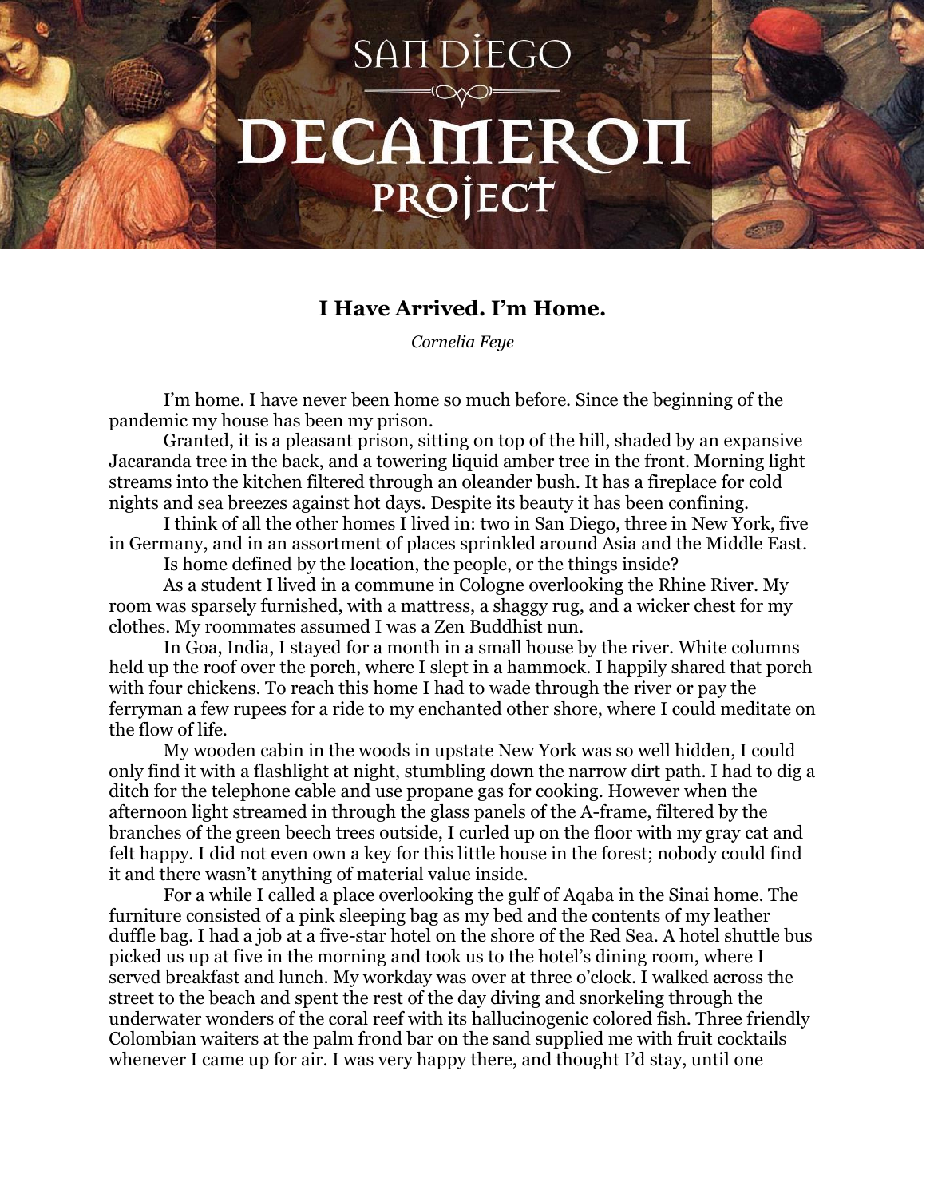# I Have Arrived. I'm Home.

*Cornelia Feye*

I'm home. I have never been home so much before. Since the beginning of the pandemic my house has been my prison.

Granted, it is a pleasant prison, sitting on top of the hill, shaded by an expansive Jacaranda tree in the back, and a towering liquid amber tree in the front. Morning light streams into the kitchen filtered through an oleander bush. It has a fireplace for cold nights and sea breezes against hot days. Despite its beauty it has been confining.

I think of all the other homes I lived in: two in San Diego, three in New York, five in Germany, and in an assortment of places sprinkled around Asia and the Middle East.

Is home defined by the location, the people, or the things inside?

As a student I lived in a commune in Cologne overlooking the Rhine River. My room was sparsely furnished, with a mattress, a shaggy rug, and a wicker chest for my clothes. My roommates assumed I was a Zen Buddhist nun.

In Goa, India, I stayed for a month in a small house by the river. White columns held up the roof over the porch, where I slept in a hammock. I happily shared that porch with four chickens. To reach this home I had to wade through the river or pay the ferryman a few rupees for a ride to my enchanted other shore, where I could meditate on the flow of life.

My wooden cabin in the woods in upstate New York was so well hidden, I could only find it with a flashlight at night, stumbling down the narrow dirt path. I had to dig a ditch for the telephone cable and use propane gas for cooking. However when the afternoon light streamed in through the glass panels of the A-frame, filtered by the branches of the green beech trees outside, I curled up on the floor with my gray cat and felt happy. I did not even own a key for this little house in the forest; nobody could find it and there wasn't anything of material value inside.

For a while I called a place overlooking the gulf of Aqaba in the Sinai home. The furniture consisted of a pink sleeping bag as my bed and the contents of my leather duffle bag. I had a job at a five-star hotel on the shore of the Red Sea. A hotel shuttle bus picked us up at five in the morning and took us to the hotel's dining room, where I served breakfast and lunch. My workday was over at three o'clock. I walked across the street to the beach and spent the rest of the day diving and snorkeling through the underwater wonders of the coral reef with its hallucinogenic colored fish. Three friendly Colombian waiters at the palm frond bar on the sand supplied me with fruit cocktails whenever I came up for air. I was very happy there, and thought I'd stay, until one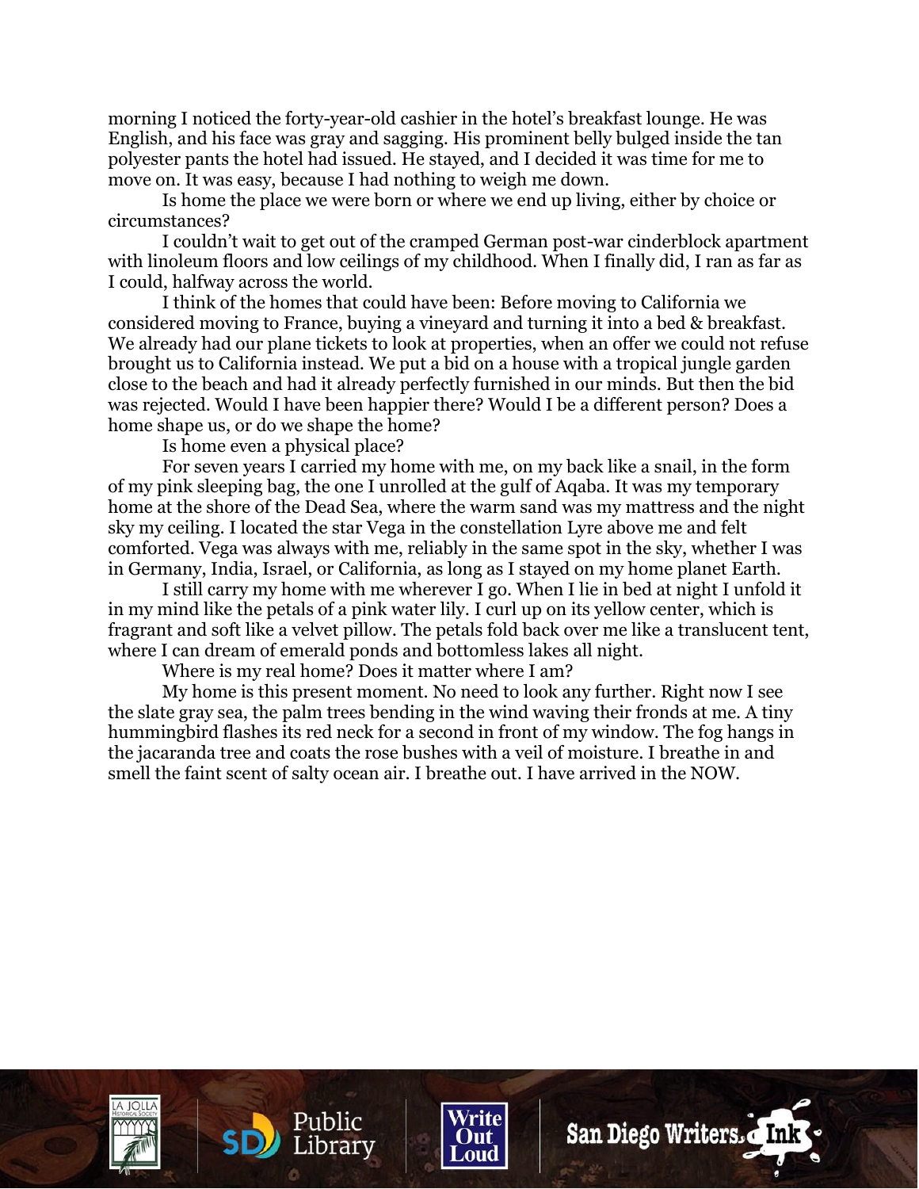morning I noticed the forty-year-old cashier in the hotel's breakfast lounge. He was English, and his face was gray and sagging. His prominent belly bulged inside the tan polyester pants the hotel had issued. He stayed, and I decided it was time for me to move on. It was easy, because I had nothing to weigh me down.

Is home the place we were born or where we end up living, either by choice or circumstances?

I couldn't wait to get out of the cramped German post-war cinderblock apartment with linoleum floors and low ceilings of my childhood. When I finally did, I ran as far as I could, halfway across the world.

I think of the homes that could have been: Before moving to California we considered moving to France, buying a vineyard and turning it into a bed & breakfast. We already had our plane tickets to look at properties, when an offer we could not refuse brought us to California instead. We put a bid on a house with a tropical jungle garden close to the beach and had it already perfectly furnished in our minds. But then the bid was rejected. Would I have been happier there? Would I be a different person? Does a home shape us, or do we shape the home?

Is home even a physical place?

For seven years I carried my home with me, on my back like a snail, in the form of my pink sleeping bag, the one I unrolled at the gulf of Aqaba. It was my temporary home at the shore of the Dead Sea, where the warm sand was my mattress and the night sky my ceiling. I located the star Vega in the constellation Lyre above me and felt comforted. Vega was always with me, reliably in the same spot in the sky, whether I was in Germany, India, Israel, or California, as long as I stayed on my home planet Earth.

I still carry my home with me wherever I go. When I lie in bed at night I unfold it in my mind like the petals of a pink water lily. I curl up on its yellow center, which is fragrant and soft like a velvet pillow. The petals fold back over me like a translucent tent, where I can dream of emerald ponds and bottomless lakes all night.

Where is my real home? Does it matter where I am?

My home is this present moment. No need to look any further. Right now I see the slate gray sea, the palm trees bending in the wind waving their fronds at me. A tiny hummingbird flashes its red neck for a second in front of my window. The fog hangs in the jacaranda tree and coats the rose bushes with a veil of moisture. I breathe in and smell the faint scent of salty ocean air. I breathe out. I have arrived in the NOW.